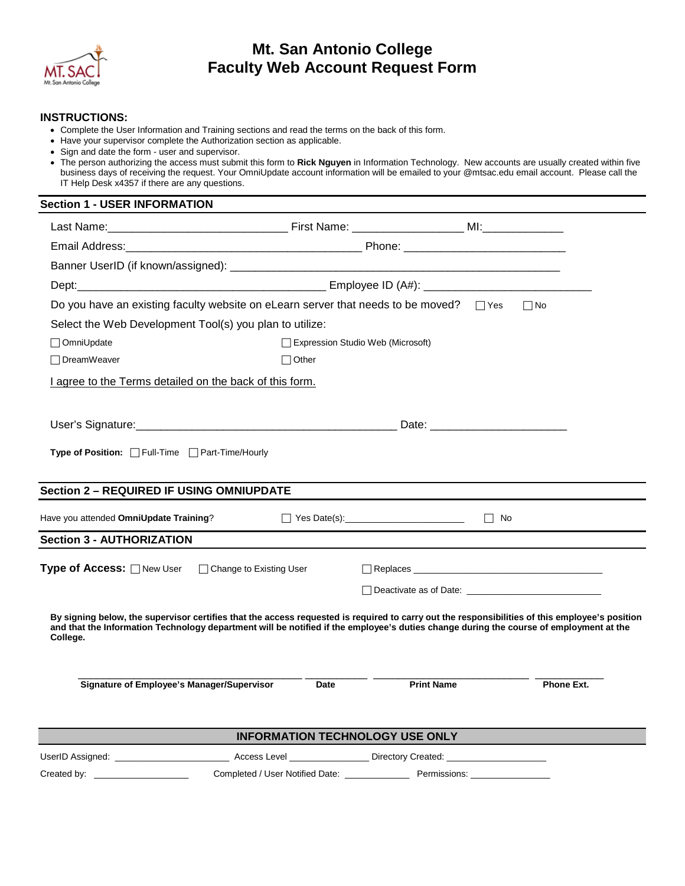# Mt. San Antonio College
# Faculty Web Account Request Form

## INSTRUCTIONS:

- Complete the User Information and Training sections and read the terms on the back of this form.
- Have your supervisor complete the Authorization section as applicable.
- Sign and date the form - user and supervisor.
- The person authorizing the access must submit this form to **Rick Nguyen** in Information Technology. New accounts are usually created within five business days of receiving the request. Your OmniUpdate account information will be emailed to your @mtsac.edu email account. Please call the IT Help Desk x4357 if there are any questions.

## Section 1 - USER INFORMATION

Last Name:_____________________________ First Name: _________________ MI:____________

Email Address:_________________________________________ Phone: __________________________

Banner UserID (if known/assigned): _____________________________________________________

Dept:________________________________________ Employee ID (A#): ___________________________

Do you have an existing faculty website on eLearn server that needs to be moved? ☐ Yes ☐ No

Select the Web Development Tool(s) you plan to utilize:

☐ OmniUpdate ☐ Expression Studio Web (Microsoft)

☐ DreamWeaver ☐ Other

I agree to the Terms detailed on the back of this form.

User's Signature:__________________________________________ Date: ______________________

**Type of Position:** ☐ Full-Time ☐ Part-Time/Hourly

## Section 2 – REQUIRED IF USING OMNIUPDATE

Have you attended **OmniUpdate Training**? ☐ Yes Date(s):______________________ ☐ No

## Section 3 - AUTHORIZATION

**Type of Access:** ☐ New User ☐ Change to Existing User ☐ Replaces ______________________________________

☐ Deactivate as of Date: __________________________

**By signing below, the supervisor certifies that the access requested is required to carry out the responsibilities of this employee's position and that the Information Technology department will be notified if the employee's duties change during the course of employment at the College.**

| **Signature of Employee's Manager/Supervisor** | **Date** | **Print Name** | **Phone Ext.** |
|---|---|---|---|
| | | | |

## INFORMATION TECHNOLOGY USE ONLY

UserID Assigned: ______________________ Access Level _______________ Directory Created: ____________________

Created by: ___________________ Completed / User Notified Date: _____________ Permissions: ________________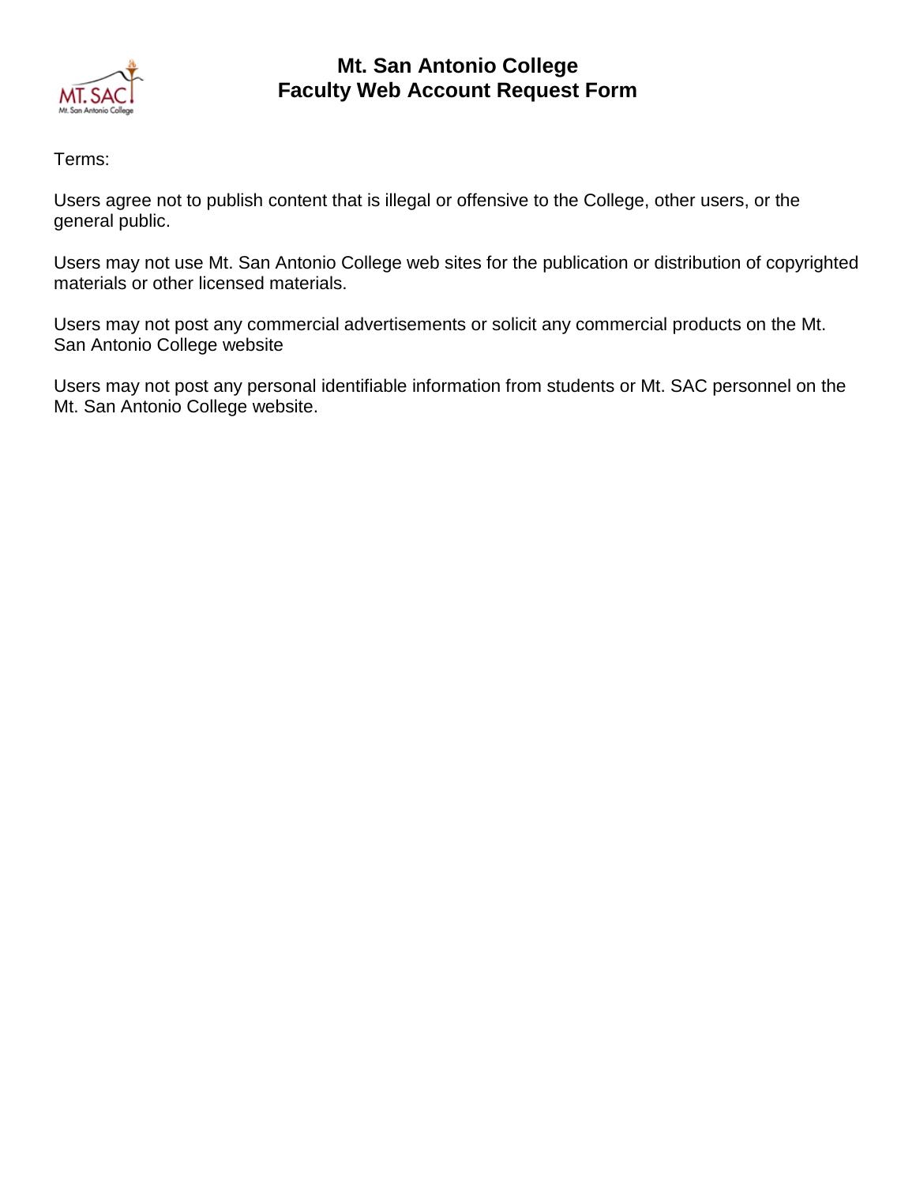# Mt. San Antonio College
# Faculty Web Account Request Form

Terms:

Users agree not to publish content that is illegal or offensive to the College, other users, or the general public.

Users may not use Mt. San Antonio College web sites for the publication or distribution of copyrighted materials or other licensed materials.

Users may not post any commercial advertisements or solicit any commercial products on the Mt. San Antonio College website

Users may not post any personal identifiable information from students or Mt. SAC personnel on the Mt. San Antonio College website.